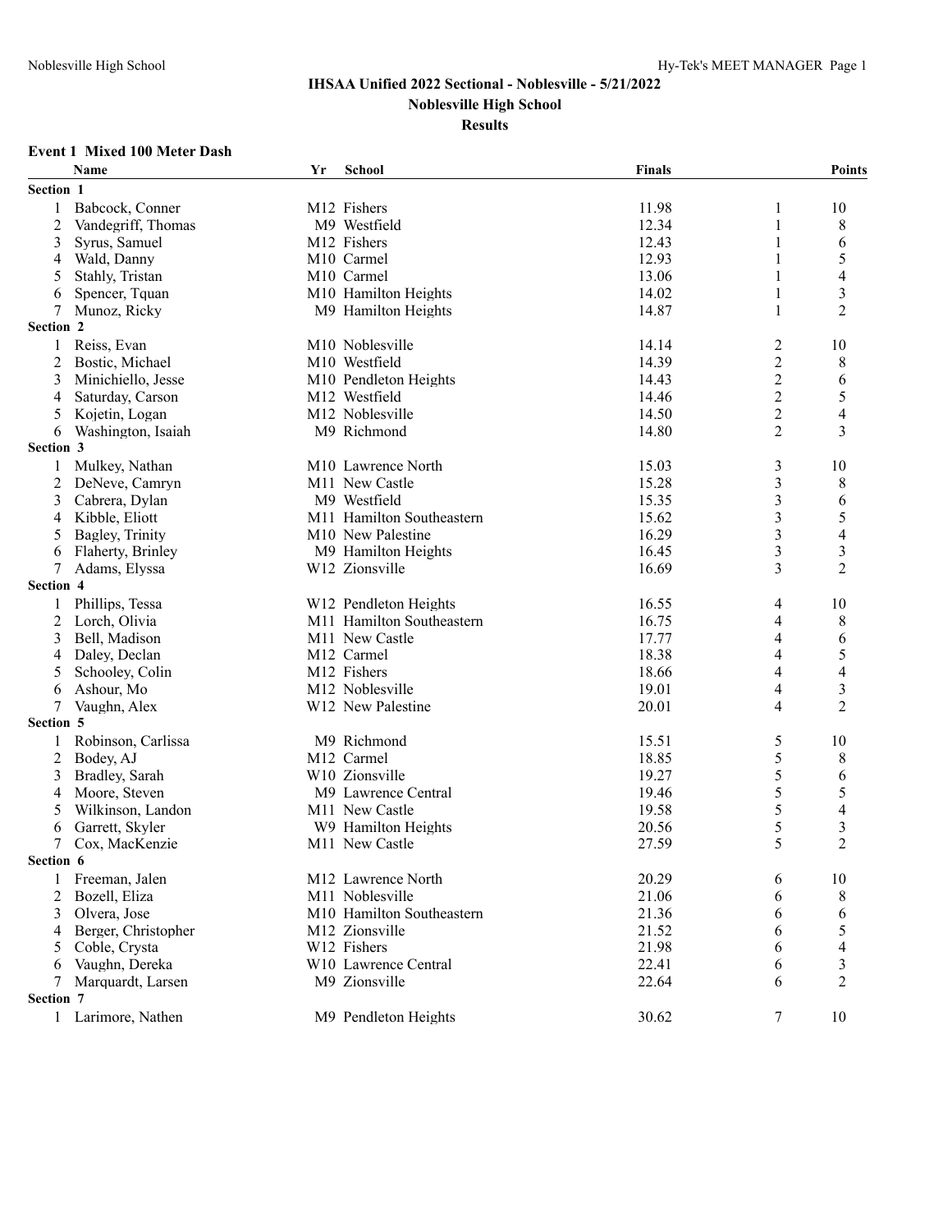# IHSAA Unified 2022 Sectional - Noblesville - 5/21/2022

## Noblesville High School

### Results

**Event 1 Mixed 100 Meter Dash**

| | Name | Yr | School | Finals | | Points |
|---|---|---|---|---|---|---|
| **Section 1** | | | | | | |
| 1 | Babcock, Conner | M12 | Fishers | 11.98 | 1 | 10 |
| 2 | Vandegriff, Thomas | M9 | Westfield | 12.34 | 1 | 8 |
| 3 | Syrus, Samuel | M12 | Fishers | 12.43 | 1 | 6 |
| 4 | Wald, Danny | M10 | Carmel | 12.93 | 1 | 5 |
| 5 | Stahly, Tristan | M10 | Carmel | 13.06 | 1 | 4 |
| 6 | Spencer, Tquan | M10 | Hamilton Heights | 14.02 | 1 | 3 |
| 7 | Munoz, Ricky | M9 | Hamilton Heights | 14.87 | 1 | 2 |
| **Section 2** | | | | | | |
| 1 | Reiss, Evan | M10 | Noblesville | 14.14 | 2 | 10 |
| 2 | Bostic, Michael | M10 | Westfield | 14.39 | 2 | 8 |
| 3 | Minichiello, Jesse | M10 | Pendleton Heights | 14.43 | 2 | 6 |
| 4 | Saturday, Carson | M12 | Westfield | 14.46 | 2 | 5 |
| 5 | Kojetin, Logan | M12 | Noblesville | 14.50 | 2 | 4 |
| 6 | Washington, Isaiah | M9 | Richmond | 14.80 | 2 | 3 |
| **Section 3** | | | | | | |
| 1 | Mulkey, Nathan | M10 | Lawrence North | 15.03 | 3 | 10 |
| 2 | DeNeve, Camryn | M11 | New Castle | 15.28 | 3 | 8 |
| 3 | Cabrera, Dylan | M9 | Westfield | 15.35 | 3 | 6 |
| 4 | Kibble, Eliott | M11 | Hamilton Southeastern | 15.62 | 3 | 5 |
| 5 | Bagley, Trinity | M10 | New Palestine | 16.29 | 3 | 4 |
| 6 | Flaherty, Brinley | M9 | Hamilton Heights | 16.45 | 3 | 3 |
| 7 | Adams, Elyssa | W12 | Zionsville | 16.69 | 3 | 2 |
| **Section 4** | | | | | | |
| 1 | Phillips, Tessa | W12 | Pendleton Heights | 16.55 | 4 | 10 |
| 2 | Lorch, Olivia | M11 | Hamilton Southeastern | 16.75 | 4 | 8 |
| 3 | Bell, Madison | M11 | New Castle | 17.77 | 4 | 6 |
| 4 | Daley, Declan | M12 | Carmel | 18.38 | 4 | 5 |
| 5 | Schooley, Colin | M12 | Fishers | 18.66 | 4 | 4 |
| 6 | Ashour, Mo | M12 | Noblesville | 19.01 | 4 | 3 |
| 7 | Vaughn, Alex | W12 | New Palestine | 20.01 | 4 | 2 |
| **Section 5** | | | | | | |
| 1 | Robinson, Carlissa | M9 | Richmond | 15.51 | 5 | 10 |
| 2 | Bodey, AJ | M12 | Carmel | 18.85 | 5 | 8 |
| 3 | Bradley, Sarah | W10 | Zionsville | 19.27 | 5 | 6 |
| 4 | Moore, Steven | M9 | Lawrence Central | 19.46 | 5 | 5 |
| 5 | Wilkinson, Landon | M11 | New Castle | 19.58 | 5 | 4 |
| 6 | Garrett, Skyler | W9 | Hamilton Heights | 20.56 | 5 | 3 |
| 7 | Cox, MacKenzie | M11 | New Castle | 27.59 | 5 | 2 |
| **Section 6** | | | | | | |
| 1 | Freeman, Jalen | M12 | Lawrence North | 20.29 | 6 | 10 |
| 2 | Bozell, Eliza | M11 | Noblesville | 21.06 | 6 | 8 |
| 3 | Olvera, Jose | M10 | Hamilton Southeastern | 21.36 | 6 | 6 |
| 4 | Berger, Christopher | M12 | Zionsville | 21.52 | 6 | 5 |
| 5 | Coble, Crysta | W12 | Fishers | 21.98 | 6 | 4 |
| 6 | Vaughn, Dereka | W10 | Lawrence Central | 22.41 | 6 | 3 |
| 7 | Marquardt, Larsen | M9 | Zionsville | 22.64 | 6 | 2 |
| **Section 7** | | | | | | |
| 1 | Larimore, Nathen | M9 | Pendleton Heights | 30.62 | 7 | 10 |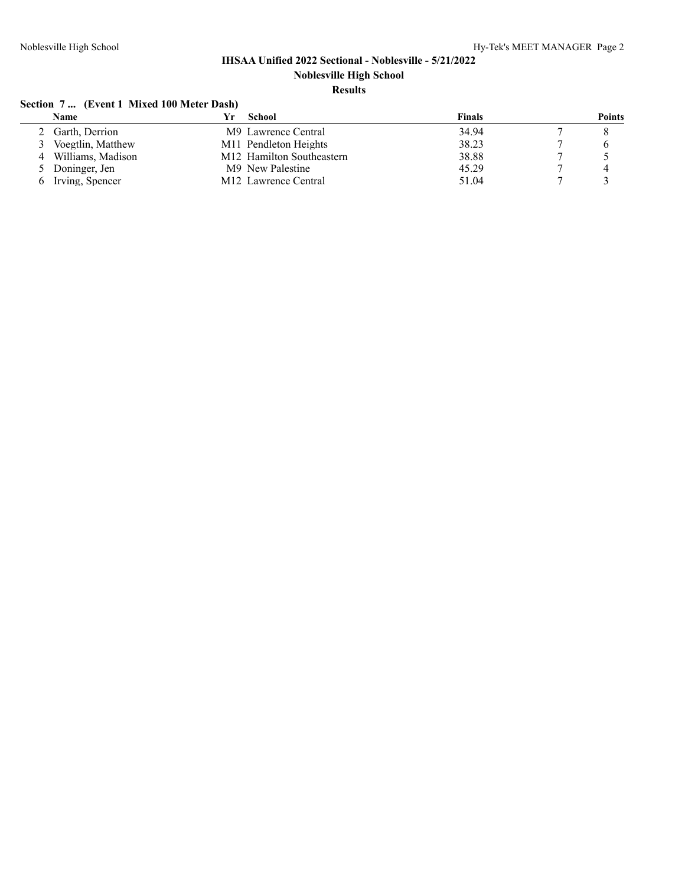### IHSAA Unified 2022 Sectional - Noblesville - 5/21/2022

**Noblesville High School**

**Results**

**Section 7 ... (Event 1 Mixed 100 Meter Dash)**

| | Name | Yr | School | Finals | | Points |
|---|---|---|---|---|---|---|
| 2 | Garth, Derrion | M9 | Lawrence Central | 34.94 | 7 | 8 |
| 3 | Voegtlin, Matthew | M11 | Pendleton Heights | 38.23 | 7 | 6 |
| 4 | Williams, Madison | M12 | Hamilton Southeastern | 38.88 | 7 | 5 |
| 5 | Doninger, Jen | M9 | New Palestine | 45.29 | 7 | 4 |
| 6 | Irving, Spencer | M12 | Lawrence Central | 51.04 | 7 | 3 |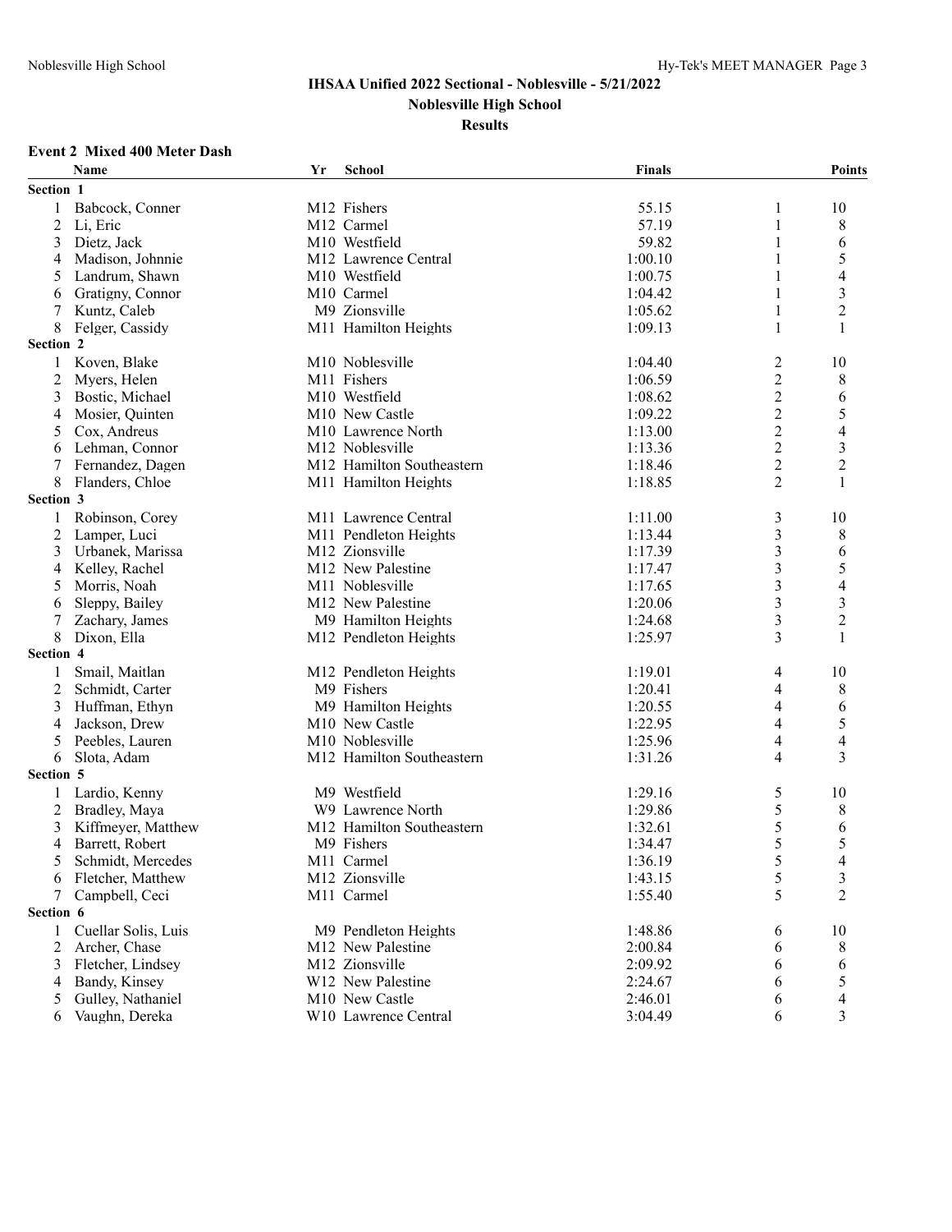## IHSAA Unified 2022 Sectional - Noblesville - 5/21/2022

### Noblesville High School

### Results

#### Event 2 Mixed 400 Meter Dash

| | Name | Yr | School | Finals | | Points |
|---|---|---|---|---|---|---|
| **Section 1** | | | | | | |
| 1 | Babcock, Conner | M12 | Fishers | 55.15 | 1 | 10 |
| 2 | Li, Eric | M12 | Carmel | 57.19 | 1 | 8 |
| 3 | Dietz, Jack | M10 | Westfield | 59.82 | 1 | 6 |
| 4 | Madison, Johnnie | M12 | Lawrence Central | 1:00.10 | 1 | 5 |
| 5 | Landrum, Shawn | M10 | Westfield | 1:00.75 | 1 | 4 |
| 6 | Gratigny, Connor | M10 | Carmel | 1:04.42 | 1 | 3 |
| 7 | Kuntz, Caleb | M9 | Zionsville | 1:05.62 | 1 | 2 |
| 8 | Felger, Cassidy | M11 | Hamilton Heights | 1:09.13 | 1 | 1 |
| **Section 2** | | | | | | |
| 1 | Koven, Blake | M10 | Noblesville | 1:04.40 | 2 | 10 |
| 2 | Myers, Helen | M11 | Fishers | 1:06.59 | 2 | 8 |
| 3 | Bostic, Michael | M10 | Westfield | 1:08.62 | 2 | 6 |
| 4 | Mosier, Quinten | M10 | New Castle | 1:09.22 | 2 | 5 |
| 5 | Cox, Andreus | M10 | Lawrence North | 1:13.00 | 2 | 4 |
| 6 | Lehman, Connor | M12 | Noblesville | 1:13.36 | 2 | 3 |
| 7 | Fernandez, Dagen | M12 | Hamilton Southeastern | 1:18.46 | 2 | 2 |
| 8 | Flanders, Chloe | M11 | Hamilton Heights | 1:18.85 | 2 | 1 |
| **Section 3** | | | | | | |
| 1 | Robinson, Corey | M11 | Lawrence Central | 1:11.00 | 3 | 10 |
| 2 | Lamper, Luci | M11 | Pendleton Heights | 1:13.44 | 3 | 8 |
| 3 | Urbanek, Marissa | M12 | Zionsville | 1:17.39 | 3 | 6 |
| 4 | Kelley, Rachel | M12 | New Palestine | 1:17.47 | 3 | 5 |
| 5 | Morris, Noah | M11 | Noblesville | 1:17.65 | 3 | 4 |
| 6 | Sleppy, Bailey | M12 | New Palestine | 1:20.06 | 3 | 3 |
| 7 | Zachary, James | M9 | Hamilton Heights | 1:24.68 | 3 | 2 |
| 8 | Dixon, Ella | M12 | Pendleton Heights | 1:25.97 | 3 | 1 |
| **Section 4** | | | | | | |
| 1 | Smail, Maitlan | M12 | Pendleton Heights | 1:19.01 | 4 | 10 |
| 2 | Schmidt, Carter | M9 | Fishers | 1:20.41 | 4 | 8 |
| 3 | Huffman, Ethyn | M9 | Hamilton Heights | 1:20.55 | 4 | 6 |
| 4 | Jackson, Drew | M10 | New Castle | 1:22.95 | 4 | 5 |
| 5 | Peebles, Lauren | M10 | Noblesville | 1:25.96 | 4 | 4 |
| 6 | Slota, Adam | M12 | Hamilton Southeastern | 1:31.26 | 4 | 3 |
| **Section 5** | | | | | | |
| 1 | Lardio, Kenny | M9 | Westfield | 1:29.16 | 5 | 10 |
| 2 | Bradley, Maya | W9 | Lawrence North | 1:29.86 | 5 | 8 |
| 3 | Kiffmeyer, Matthew | M12 | Hamilton Southeastern | 1:32.61 | 5 | 6 |
| 4 | Barrett, Robert | M9 | Fishers | 1:34.47 | 5 | 5 |
| 5 | Schmidt, Mercedes | M11 | Carmel | 1:36.19 | 5 | 4 |
| 6 | Fletcher, Matthew | M12 | Zionsville | 1:43.15 | 5 | 3 |
| 7 | Campbell, Ceci | M11 | Carmel | 1:55.40 | 5 | 2 |
| **Section 6** | | | | | | |
| 1 | Cuellar Solis, Luis | M9 | Pendleton Heights | 1:48.86 | 6 | 10 |
| 2 | Archer, Chase | M12 | New Palestine | 2:00.84 | 6 | 8 |
| 3 | Fletcher, Lindsey | M12 | Zionsville | 2:09.92 | 6 | 6 |
| 4 | Bandy, Kinsey | W12 | New Palestine | 2:24.67 | 6 | 5 |
| 5 | Gulley, Nathaniel | M10 | New Castle | 2:46.01 | 6 | 4 |
| 6 | Vaughn, Dereka | W10 | Lawrence Central | 3:04.49 | 6 | 3 |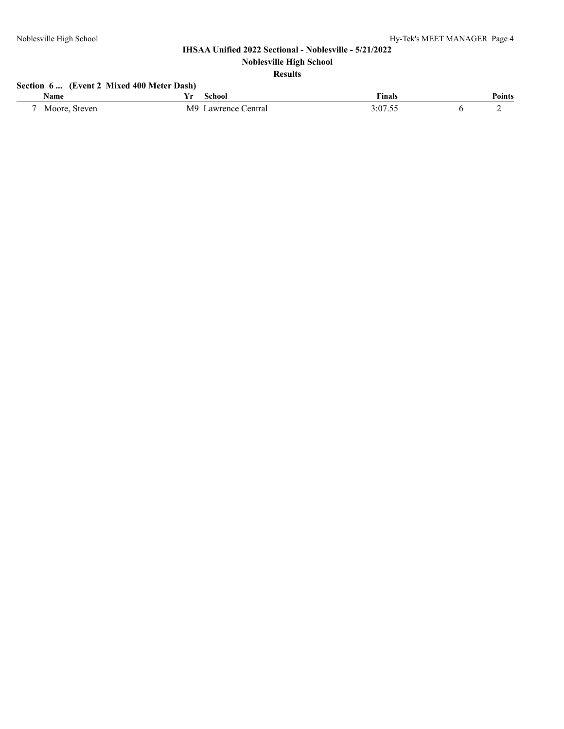**IHSAA Unified 2022 Sectional - Noblesville - 5/21/2022**

**Noblesville High School**

**Results**

**Section 6 ... (Event 2 Mixed 400 Meter Dash)**

| | Name | Yr | School | Finals | | Points |
|---|---|---|---|---|---|---|
| 7 | Moore, Steven | M9 | Lawrence Central | 3:07.55 | 6 | 2 |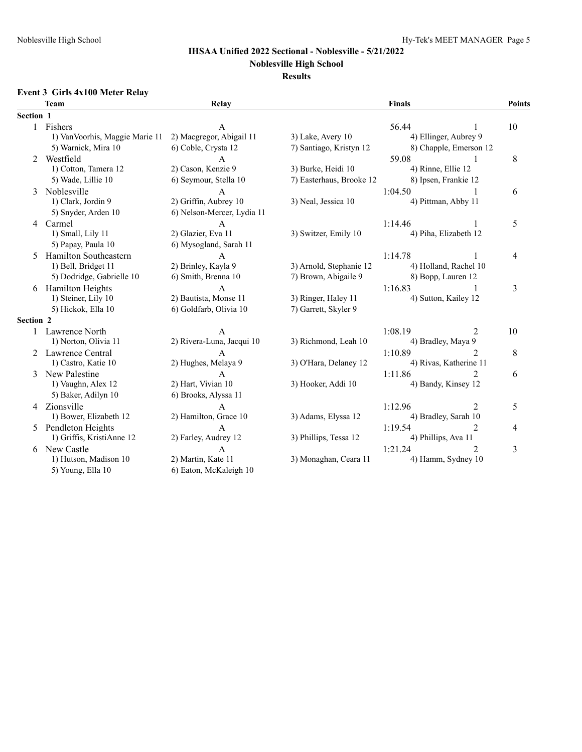# IHSAA Unified 2022 Sectional - Noblesville - 5/21/2022

## Noblesville High School

### Results

**Event 3 Girls 4x100 Meter Relay**

| | Team | Relay | | Finals | | Points |
|---|---|---|---|---|---|---|
| **Section 1** | | | | | | |
| 1 | Fishers | A | | 56.44 | 1 | 10 |
| | 1) VanVoorhis, Maggie Marie 11 | 2) Macgregor, Abigail 11 | 3) Lake, Avery 10 | 4) Ellinger, Aubrey 9 | | |
| | 5) Warnick, Mira 10 | 6) Coble, Crysta 12 | 7) Santiago, Kristyn 12 | 8) Chapple, Emerson 12 | | |
| 2 | Westfield | A | | 59.08 | 1 | 8 |
| | 1) Cotton, Tamera 12 | 2) Cason, Kenzie 9 | 3) Burke, Heidi 10 | 4) Rinne, Ellie 12 | | |
| | 5) Wade, Lillie 10 | 6) Seymour, Stella 10 | 7) Easterhaus, Brooke 12 | 8) Ipsen, Frankie 12 | | |
| 3 | Noblesville | A | | 1:04.50 | 1 | 6 |
| | 1) Clark, Jordin 9 | 2) Griffin, Aubrey 10 | 3) Neal, Jessica 10 | 4) Pittman, Abby 11 | | |
| | 5) Snyder, Arden 10 | 6) Nelson-Mercer, Lydia 11 | | | | |
| 4 | Carmel | A | | 1:14.46 | 1 | 5 |
| | 1) Small, Lily 11 | 2) Glazier, Eva 11 | 3) Switzer, Emily 10 | 4) Piha, Elizabeth 12 | | |
| | 5) Papay, Paula 10 | 6) Mysogland, Sarah 11 | | | | |
| 5 | Hamilton Southeastern | A | | 1:14.78 | 1 | 4 |
| | 1) Bell, Bridget 11 | 2) Brinley, Kayla 9 | 3) Arnold, Stephanie 12 | 4) Holland, Rachel 10 | | |
| | 5) Dodridge, Gabrielle 10 | 6) Smith, Brenna 10 | 7) Brown, Abigaile 9 | 8) Bopp, Lauren 12 | | |
| 6 | Hamilton Heights | A | | 1:16.83 | 1 | 3 |
| | 1) Steiner, Lily 10 | 2) Bautista, Monse 11 | 3) Ringer, Haley 11 | 4) Sutton, Kailey 12 | | |
| | 5) Hickok, Ella 10 | 6) Goldfarb, Olivia 10 | 7) Garrett, Skyler 9 | | | |
| **Section 2** | | | | | | |
| 1 | Lawrence North | A | | 1:08.19 | 2 | 10 |
| | 1) Norton, Olivia 11 | 2) Rivera-Luna, Jacqui 10 | 3) Richmond, Leah 10 | 4) Bradley, Maya 9 | | |
| 2 | Lawrence Central | A | | 1:10.89 | 2 | 8 |
| | 1) Castro, Katie 10 | 2) Hughes, Melaya 9 | 3) O'Hara, Delaney 12 | 4) Rivas, Katherine 11 | | |
| 3 | New Palestine | A | | 1:11.86 | 2 | 6 |
| | 1) Vaughn, Alex 12 | 2) Hart, Vivian 10 | 3) Hooker, Addi 10 | 4) Bandy, Kinsey 12 | | |
| | 5) Baker, Adilyn 10 | 6) Brooks, Alyssa 11 | | | | |
| 4 | Zionsville | A | | 1:12.96 | 2 | 5 |
| | 1) Bower, Elizabeth 12 | 2) Hamilton, Grace 10 | 3) Adams, Elyssa 12 | 4) Bradley, Sarah 10 | | |
| 5 | Pendleton Heights | A | | 1:19.54 | 2 | 4 |
| | 1) Griffis, KristiAnne 12 | 2) Farley, Audrey 12 | 3) Phillips, Tessa 12 | 4) Phillips, Ava 11 | | |
| 6 | New Castle | A | | 1:21.24 | 2 | 3 |
| | 1) Hutson, Madison 10 | 2) Martin, Kate 11 | 3) Monaghan, Ceara 11 | 4) Hamm, Sydney 10 | | |
| | 5) Young, Ella 10 | 6) Eaton, McKaleigh 10 | | | | |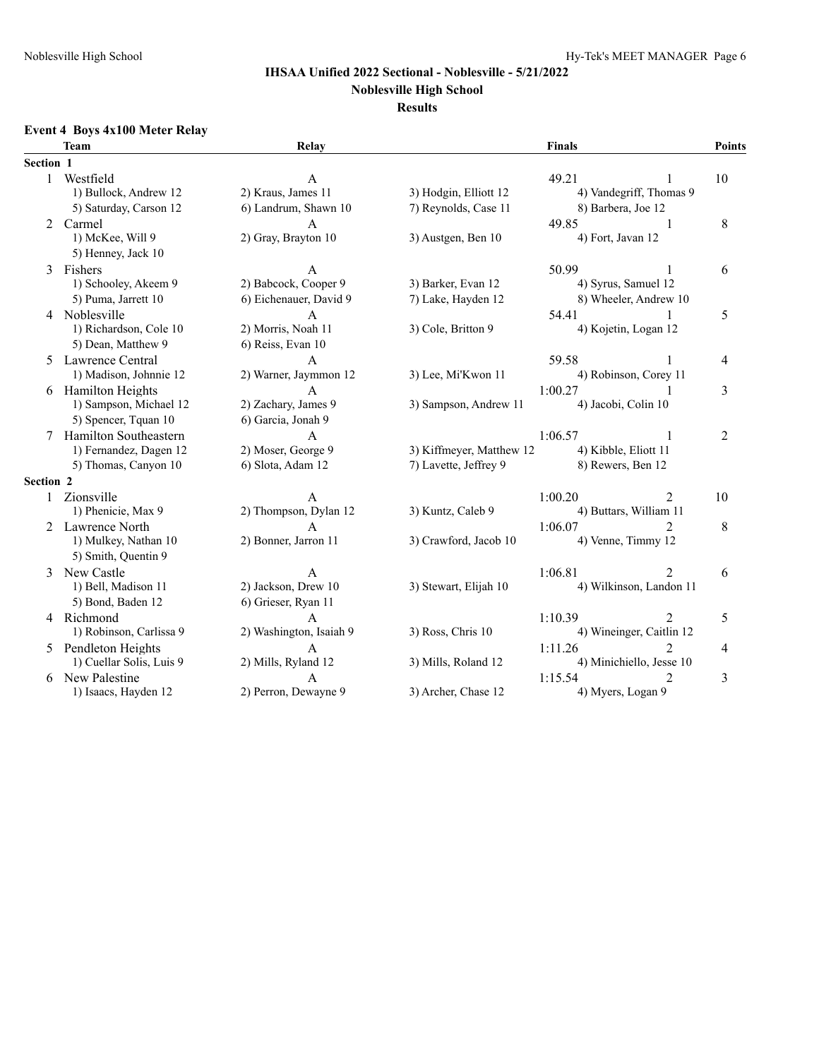# IHSAA Unified 2022 Sectional - Noblesville - 5/21/2022

## Noblesville High School

### Results

**Event 4 Boys 4x100 Meter Relay**

| | Team | Relay | | Finals | | Points |
|---|---|---|---|---|---|---|
| **Section 1** | | | | | | |
| 1 | Westfield | A | | 49.21 | 1 | 10 |
| | 1) Bullock, Andrew 12 | 2) Kraus, James 11 | 3) Hodgin, Elliott 12 | 4) Vandegriff, Thomas 9 | | |
| | 5) Saturday, Carson 12 | 6) Landrum, Shawn 10 | 7) Reynolds, Case 11 | 8) Barbera, Joe 12 | | |
| 2 | Carmel | A | | 49.85 | 1 | 8 |
| | 1) McKee, Will 9 | 2) Gray, Brayton 10 | 3) Austgen, Ben 10 | 4) Fort, Javan 12 | | |
| | 5) Henney, Jack 10 | | | | | |
| 3 | Fishers | A | | 50.99 | 1 | 6 |
| | 1) Schooley, Akeem 9 | 2) Babcock, Cooper 9 | 3) Barker, Evan 12 | 4) Syrus, Samuel 12 | | |
| | 5) Puma, Jarrett 10 | 6) Eichenauer, David 9 | 7) Lake, Hayden 12 | 8) Wheeler, Andrew 10 | | |
| 4 | Noblesville | A | | 54.41 | 1 | 5 |
| | 1) Richardson, Cole 10 | 2) Morris, Noah 11 | 3) Cole, Britton 9 | 4) Kojetin, Logan 12 | | |
| | 5) Dean, Matthew 9 | 6) Reiss, Evan 10 | | | | |
| 5 | Lawrence Central | A | | 59.58 | 1 | 4 |
| | 1) Madison, Johnnie 12 | 2) Warner, Jaymmon 12 | 3) Lee, Mi'Kwon 11 | 4) Robinson, Corey 11 | | |
| 6 | Hamilton Heights | A | | 1:00.27 | 1 | 3 |
| | 1) Sampson, Michael 12 | 2) Zachary, James 9 | 3) Sampson, Andrew 11 | 4) Jacobi, Colin 10 | | |
| | 5) Spencer, Tquan 10 | 6) Garcia, Jonah 9 | | | | |
| 7 | Hamilton Southeastern | A | | 1:06.57 | 1 | 2 |
| | 1) Fernandez, Dagen 12 | 2) Moser, George 9 | 3) Kiffmeyer, Matthew 12 | 4) Kibble, Eliott 11 | | |
| | 5) Thomas, Canyon 10 | 6) Slota, Adam 12 | 7) Lavette, Jeffrey 9 | 8) Rewers, Ben 12 | | |
| **Section 2** | | | | | | |
| 1 | Zionsville | A | | 1:00.20 | 2 | 10 |
| | 1) Phenicie, Max 9 | 2) Thompson, Dylan 12 | 3) Kuntz, Caleb 9 | 4) Buttars, William 11 | | |
| 2 | Lawrence North | A | | 1:06.07 | 2 | 8 |
| | 1) Mulkey, Nathan 10 | 2) Bonner, Jarron 11 | 3) Crawford, Jacob 10 | 4) Venne, Timmy 12 | | |
| | 5) Smith, Quentin 9 | | | | | |
| 3 | New Castle | A | | 1:06.81 | 2 | 6 |
| | 1) Bell, Madison 11 | 2) Jackson, Drew 10 | 3) Stewart, Elijah 10 | 4) Wilkinson, Landon 11 | | |
| | 5) Bond, Baden 12 | 6) Grieser, Ryan 11 | | | | |
| 4 | Richmond | A | | 1:10.39 | 2 | 5 |
| | 1) Robinson, Carlissa 9 | 2) Washington, Isaiah 9 | 3) Ross, Chris 10 | 4) Wineinger, Caitlin 12 | | |
| 5 | Pendleton Heights | A | | 1:11.26 | 2 | 4 |
| | 1) Cuellar Solis, Luis 9 | 2) Mills, Ryland 12 | 3) Mills, Roland 12 | 4) Minichiello, Jesse 10 | | |
| 6 | New Palestine | A | | 1:15.54 | 2 | 3 |
| | 1) Isaacs, Hayden 12 | 2) Perron, Dewayne 9 | 3) Archer, Chase 12 | 4) Myers, Logan 9 | | |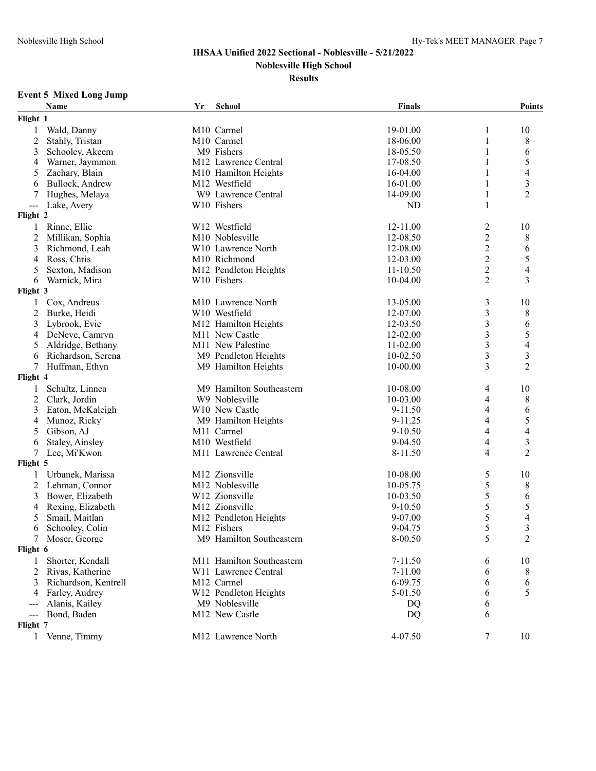# IHSAA Unified 2022 Sectional - Noblesville - 5/21/2022

## Noblesville High School

### Results

**Event 5 Mixed Long Jump**

| | Name | Yr | School | Finals | | Points |
|---|---|---|---|---|---|---|
| **Flight 1** | | | | | | |
| 1 | Wald, Danny | M10 | Carmel | 19-01.00 | 1 | 10 |
| 2 | Stahly, Tristan | M10 | Carmel | 18-06.00 | 1 | 8 |
| 3 | Schooley, Akeem | M9 | Fishers | 18-05.50 | 1 | 6 |
| 4 | Warner, Jaymmon | M12 | Lawrence Central | 17-08.50 | 1 | 5 |
| 5 | Zachary, Blain | M10 | Hamilton Heights | 16-04.00 | 1 | 4 |
| 6 | Bullock, Andrew | M12 | Westfield | 16-01.00 | 1 | 3 |
| 7 | Hughes, Melaya | W9 | Lawrence Central | 14-09.00 | 1 | 2 |
| --- | Lake, Avery | W10 | Fishers | ND | 1 | |
| **Flight 2** | | | | | | |
| 1 | Rinne, Ellie | W12 | Westfield | 12-11.00 | 2 | 10 |
| 2 | Millikan, Sophia | M10 | Noblesville | 12-08.50 | 2 | 8 |
| 3 | Richmond, Leah | W10 | Lawrence North | 12-08.00 | 2 | 6 |
| 4 | Ross, Chris | M10 | Richmond | 12-03.00 | 2 | 5 |
| 5 | Sexton, Madison | M12 | Pendleton Heights | 11-10.50 | 2 | 4 |
| 6 | Warnick, Mira | W10 | Fishers | 10-04.00 | 2 | 3 |
| **Flight 3** | | | | | | |
| 1 | Cox, Andreus | M10 | Lawrence North | 13-05.00 | 3 | 10 |
| 2 | Burke, Heidi | W10 | Westfield | 12-07.00 | 3 | 8 |
| 3 | Lybrook, Evie | M12 | Hamilton Heights | 12-03.50 | 3 | 6 |
| 4 | DeNeve, Camryn | M11 | New Castle | 12-02.00 | 3 | 5 |
| 5 | Aldridge, Bethany | M11 | New Palestine | 11-02.00 | 3 | 4 |
| 6 | Richardson, Serena | M9 | Pendleton Heights | 10-02.50 | 3 | 3 |
| 7 | Huffman, Ethyn | M9 | Hamilton Heights | 10-00.00 | 3 | 2 |
| **Flight 4** | | | | | | |
| 1 | Schultz, Linnea | M9 | Hamilton Southeastern | 10-08.00 | 4 | 10 |
| 2 | Clark, Jordin | W9 | Noblesville | 10-03.00 | 4 | 8 |
| 3 | Eaton, McKaleigh | W10 | New Castle | 9-11.50 | 4 | 6 |
| 4 | Munoz, Ricky | M9 | Hamilton Heights | 9-11.25 | 4 | 5 |
| 5 | Gibson, AJ | M11 | Carmel | 9-10.50 | 4 | 4 |
| 6 | Staley, Ainsley | M10 | Westfield | 9-04.50 | 4 | 3 |
| 7 | Lee, Mi'Kwon | M11 | Lawrence Central | 8-11.50 | 4 | 2 |
| **Flight 5** | | | | | | |
| 1 | Urbanek, Marissa | M12 | Zionsville | 10-08.00 | 5 | 10 |
| 2 | Lehman, Connor | M12 | Noblesville | 10-05.75 | 5 | 8 |
| 3 | Bower, Elizabeth | W12 | Zionsville | 10-03.50 | 5 | 6 |
| 4 | Rexing, Elizabeth | M12 | Zionsville | 9-10.50 | 5 | 5 |
| 5 | Smail, Maitlan | M12 | Pendleton Heights | 9-07.00 | 5 | 4 |
| 6 | Schooley, Colin | M12 | Fishers | 9-04.75 | 5 | 3 |
| 7 | Moser, George | M9 | Hamilton Southeastern | 8-00.50 | 5 | 2 |
| **Flight 6** | | | | | | |
| 1 | Shorter, Kendall | M11 | Hamilton Southeastern | 7-11.50 | 6 | 10 |
| 2 | Rivas, Katherine | W11 | Lawrence Central | 7-11.00 | 6 | 8 |
| 3 | Richardson, Kentrell | M12 | Carmel | 6-09.75 | 6 | 6 |
| 4 | Farley, Audrey | W12 | Pendleton Heights | 5-01.50 | 6 | 5 |
| --- | Alanis, Kailey | M9 | Noblesville | DQ | 6 | |
| --- | Bond, Baden | M12 | New Castle | DQ | 6 | |
| **Flight 7** | | | | | | |
| 1 | Venne, Timmy | M12 | Lawrence North | 4-07.50 | 7 | 10 |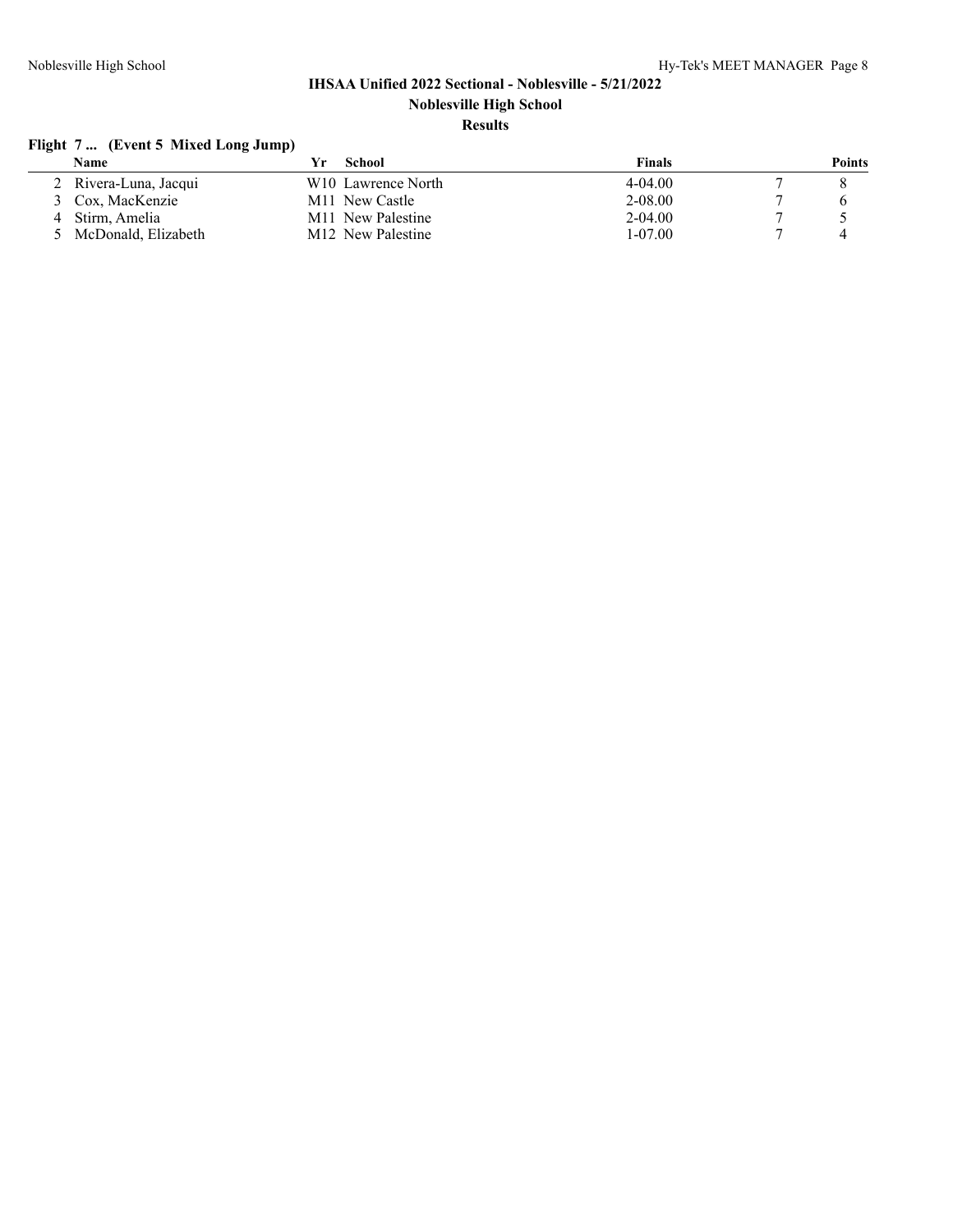## IHSAA Unified 2022 Sectional - Noblesville - 5/21/2022

**Noblesville High School**

**Results**

### Flight 7 ... (Event 5 Mixed Long Jump)

| | Name | Yr | School | Finals | | Points |
|---|---|---|---|---|---|---|
| 2 | Rivera-Luna, Jacqui | W10 | Lawrence North | 4-04.00 | 7 | 8 |
| 3 | Cox, MacKenzie | M11 | New Castle | 2-08.00 | 7 | 6 |
| 4 | Stirm, Amelia | M11 | New Palestine | 2-04.00 | 7 | 5 |
| 5 | McDonald, Elizabeth | M12 | New Palestine | 1-07.00 | 7 | 4 |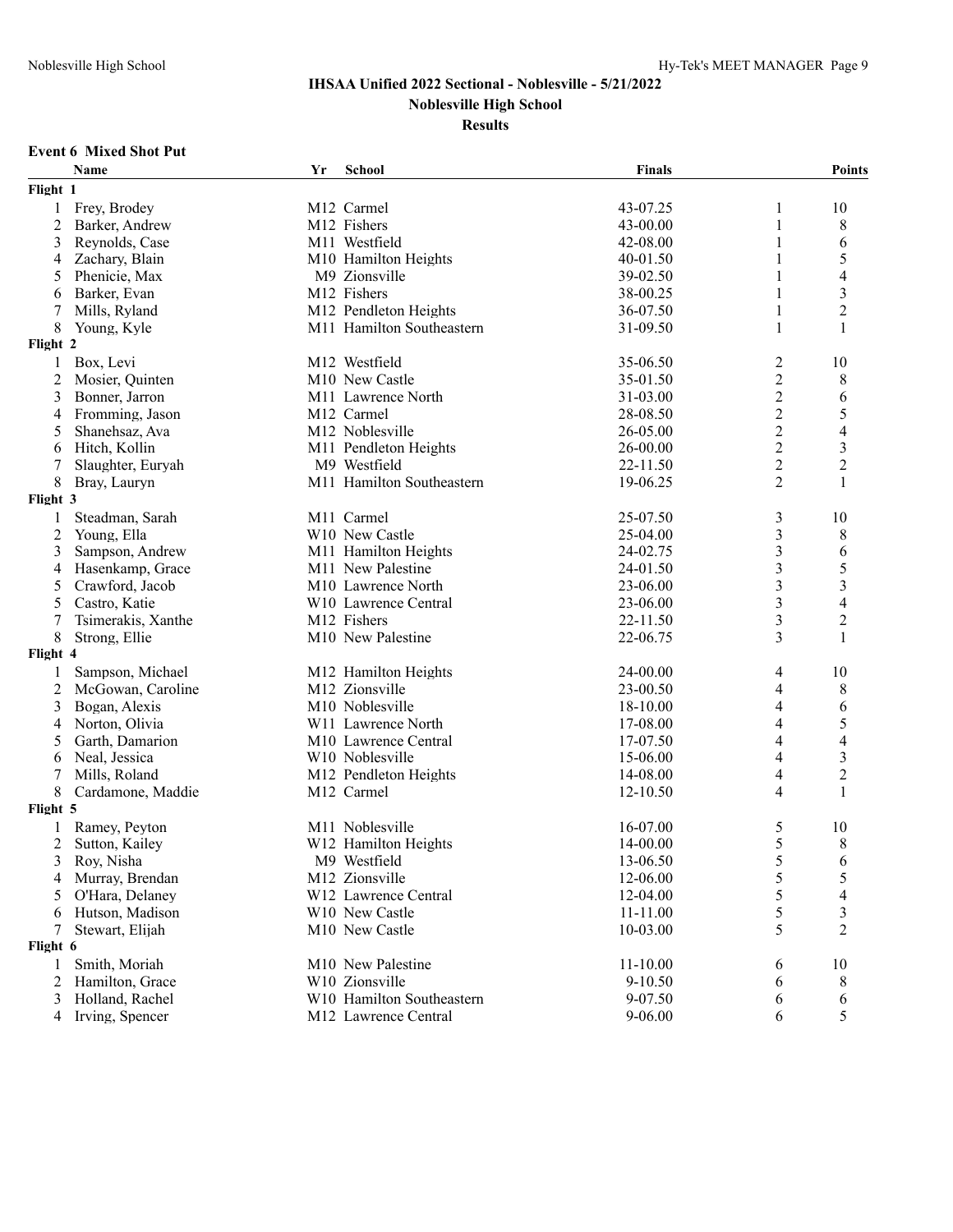# IHSAA Unified 2022 Sectional - Noblesville - 5/21/2022

## Noblesville High School

### Results

**Event 6 Mixed Shot Put**

| | Name | Yr | School | Finals | | Points |
|---|---|---|---|---|---|---|
| **Flight 1** | | | | | | |
| 1 | Frey, Brodey | M12 | Carmel | 43-07.25 | 1 | 10 |
| 2 | Barker, Andrew | M12 | Fishers | 43-00.00 | 1 | 8 |
| 3 | Reynolds, Case | M11 | Westfield | 42-08.00 | 1 | 6 |
| 4 | Zachary, Blain | M10 | Hamilton Heights | 40-01.50 | 1 | 5 |
| 5 | Phenicie, Max | M9 | Zionsville | 39-02.50 | 1 | 4 |
| 6 | Barker, Evan | M12 | Fishers | 38-00.25 | 1 | 3 |
| 7 | Mills, Ryland | M12 | Pendleton Heights | 36-07.50 | 1 | 2 |
| 8 | Young, Kyle | M11 | Hamilton Southeastern | 31-09.50 | 1 | 1 |
| **Flight 2** | | | | | | |
| 1 | Box, Levi | M12 | Westfield | 35-06.50 | 2 | 10 |
| 2 | Mosier, Quinten | M10 | New Castle | 35-01.50 | 2 | 8 |
| 3 | Bonner, Jarron | M11 | Lawrence North | 31-03.00 | 2 | 6 |
| 4 | Fromming, Jason | M12 | Carmel | 28-08.50 | 2 | 5 |
| 5 | Shanehsaz, Ava | M12 | Noblesville | 26-05.00 | 2 | 4 |
| 6 | Hitch, Kollin | M11 | Pendleton Heights | 26-00.00 | 2 | 3 |
| 7 | Slaughter, Euryah | M9 | Westfield | 22-11.50 | 2 | 2 |
| 8 | Bray, Lauryn | M11 | Hamilton Southeastern | 19-06.25 | 2 | 1 |
| **Flight 3** | | | | | | |
| 1 | Steadman, Sarah | M11 | Carmel | 25-07.50 | 3 | 10 |
| 2 | Young, Ella | W10 | New Castle | 25-04.00 | 3 | 8 |
| 3 | Sampson, Andrew | M11 | Hamilton Heights | 24-02.75 | 3 | 6 |
| 4 | Hasenkamp, Grace | M11 | New Palestine | 24-01.50 | 3 | 5 |
| 5 | Crawford, Jacob | M10 | Lawrence North | 23-06.00 | 3 | 3 |
| 5 | Castro, Katie | W10 | Lawrence Central | 23-06.00 | 3 | 4 |
| 7 | Tsimerakis, Xanthe | M12 | Fishers | 22-11.50 | 3 | 2 |
| 8 | Strong, Ellie | M10 | New Palestine | 22-06.75 | 3 | 1 |
| **Flight 4** | | | | | | |
| 1 | Sampson, Michael | M12 | Hamilton Heights | 24-00.00 | 4 | 10 |
| 2 | McGowan, Caroline | M12 | Zionsville | 23-00.50 | 4 | 8 |
| 3 | Bogan, Alexis | M10 | Noblesville | 18-10.00 | 4 | 6 |
| 4 | Norton, Olivia | W11 | Lawrence North | 17-08.00 | 4 | 5 |
| 5 | Garth, Damarion | M10 | Lawrence Central | 17-07.50 | 4 | 4 |
| 6 | Neal, Jessica | W10 | Noblesville | 15-06.00 | 4 | 3 |
| 7 | Mills, Roland | M12 | Pendleton Heights | 14-08.00 | 4 | 2 |
| 8 | Cardamone, Maddie | M12 | Carmel | 12-10.50 | 4 | 1 |
| **Flight 5** | | | | | | |
| 1 | Ramey, Peyton | M11 | Noblesville | 16-07.00 | 5 | 10 |
| 2 | Sutton, Kailey | W12 | Hamilton Heights | 14-00.00 | 5 | 8 |
| 3 | Roy, Nisha | M9 | Westfield | 13-06.50 | 5 | 6 |
| 4 | Murray, Brendan | M12 | Zionsville | 12-06.00 | 5 | 5 |
| 5 | O'Hara, Delaney | W12 | Lawrence Central | 12-04.00 | 5 | 4 |
| 6 | Hutson, Madison | W10 | New Castle | 11-11.00 | 5 | 3 |
| 7 | Stewart, Elijah | M10 | New Castle | 10-03.00 | 5 | 2 |
| **Flight 6** | | | | | | |
| 1 | Smith, Moriah | M10 | New Palestine | 11-10.00 | 6 | 10 |
| 2 | Hamilton, Grace | W10 | Zionsville | 9-10.50 | 6 | 8 |
| 3 | Holland, Rachel | W10 | Hamilton Southeastern | 9-07.50 | 6 | 6 |
| 4 | Irving, Spencer | M12 | Lawrence Central | 9-06.00 | 6 | 5 |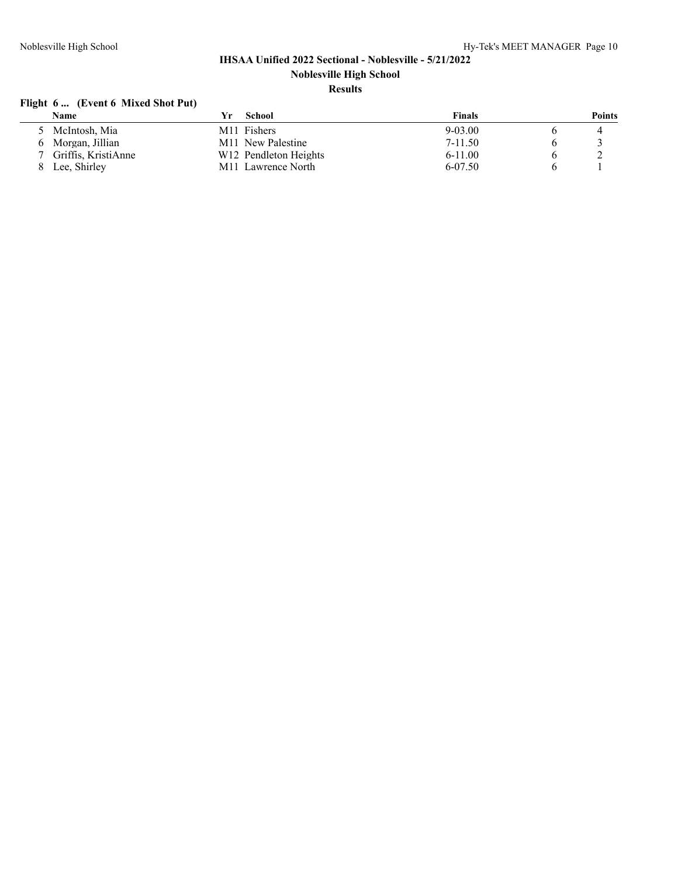# IHSAA Unified 2022 Sectional - Noblesville - 5/21/2022

## Noblesville High School

### Results

**Flight 6 ... (Event 6 Mixed Shot Put)**

| | Name | Yr | School | Finals | | Points |
|---|---|---|---|---|---|---|
| 5 | McIntosh, Mia | M11 | Fishers | 9-03.00 | 6 | 4 |
| 6 | Morgan, Jillian | M11 | New Palestine | 7-11.50 | 6 | 3 |
| 7 | Griffis, KristiAnne | W12 | Pendleton Heights | 6-11.00 | 6 | 2 |
| 8 | Lee, Shirley | M11 | Lawrence North | 6-07.50 | 6 | 1 |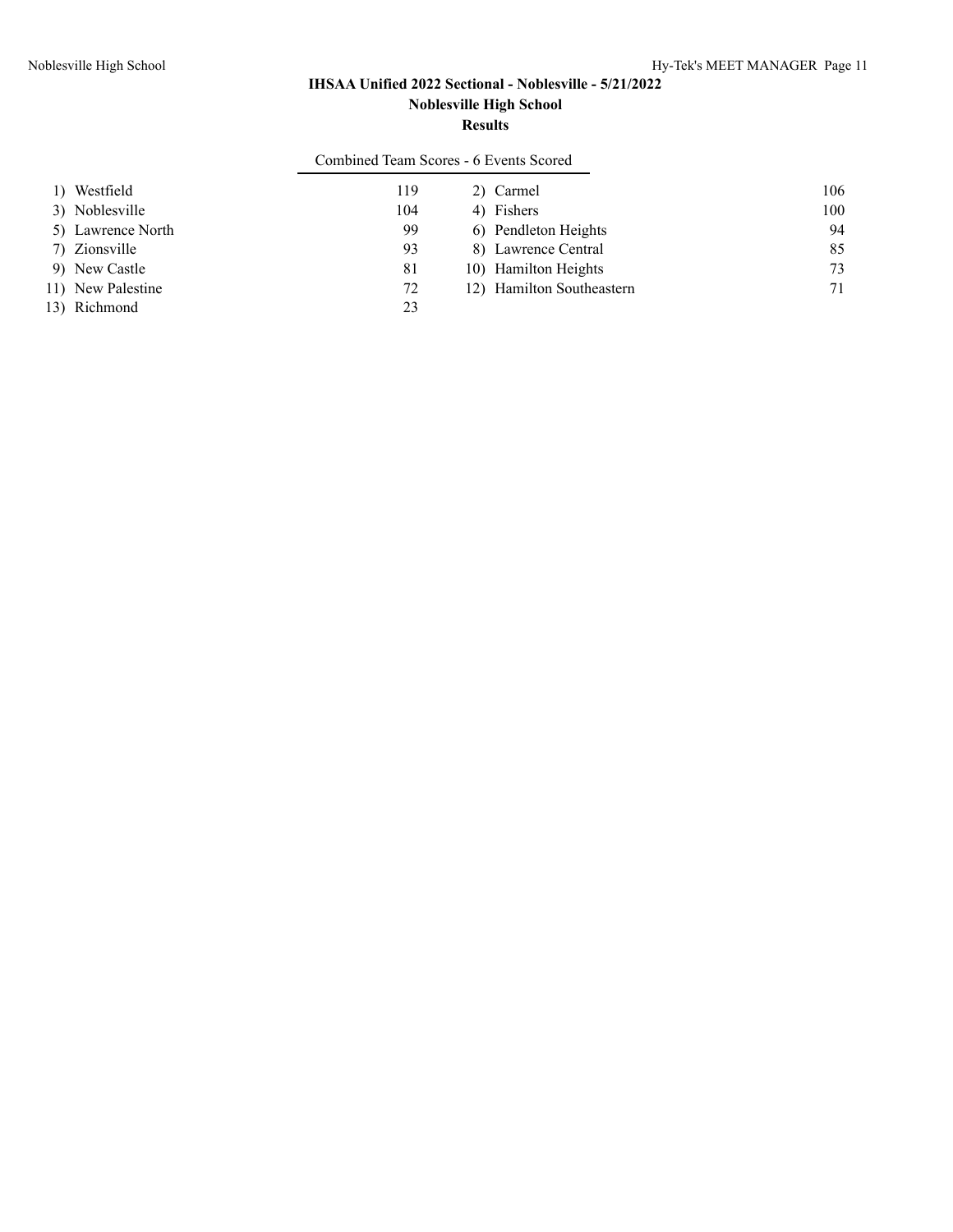# IHSAA Unified 2022 Sectional - Noblesville - 5/21/2022

## Noblesville High School

### Results

Combined Team Scores - 6 Events Scored

| | | | | | |
|---|---|---|---|---|---|
| 1) | Westfield | 119 | 2) | Carmel | 106 |
| 3) | Noblesville | 104 | 4) | Fishers | 100 |
| 5) | Lawrence North | 99 | 6) | Pendleton Heights | 94 |
| 7) | Zionsville | 93 | 8) | Lawrence Central | 85 |
| 9) | New Castle | 81 | 10) | Hamilton Heights | 73 |
| 11) | New Palestine | 72 | 12) | Hamilton Southeastern | 71 |
| 13) | Richmond | 23 | | | |